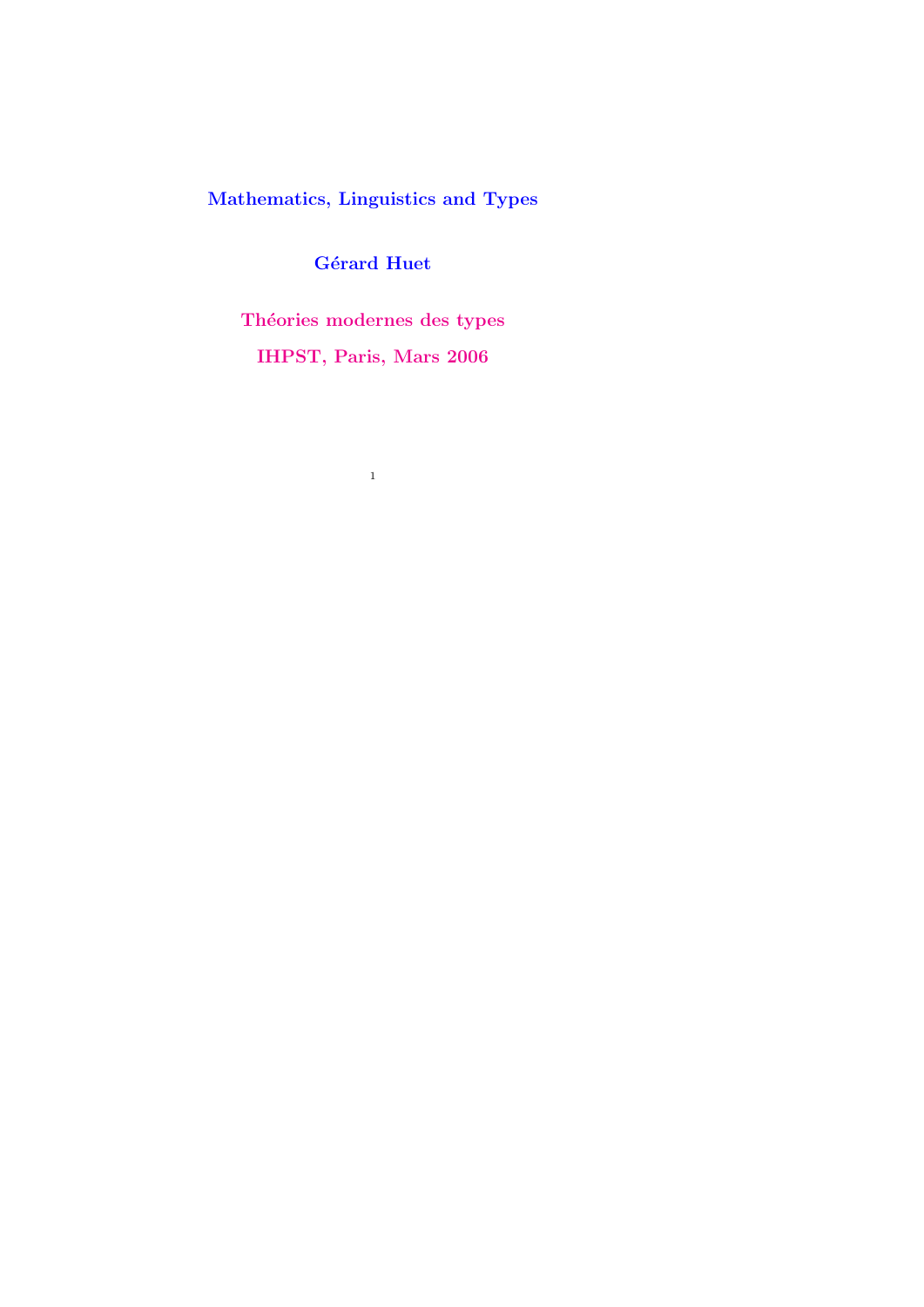# Mathematics, Linguistics and Types

**Gérard Huet**

**Théories modernes des types**

**IHPST, Paris, Mars 2006**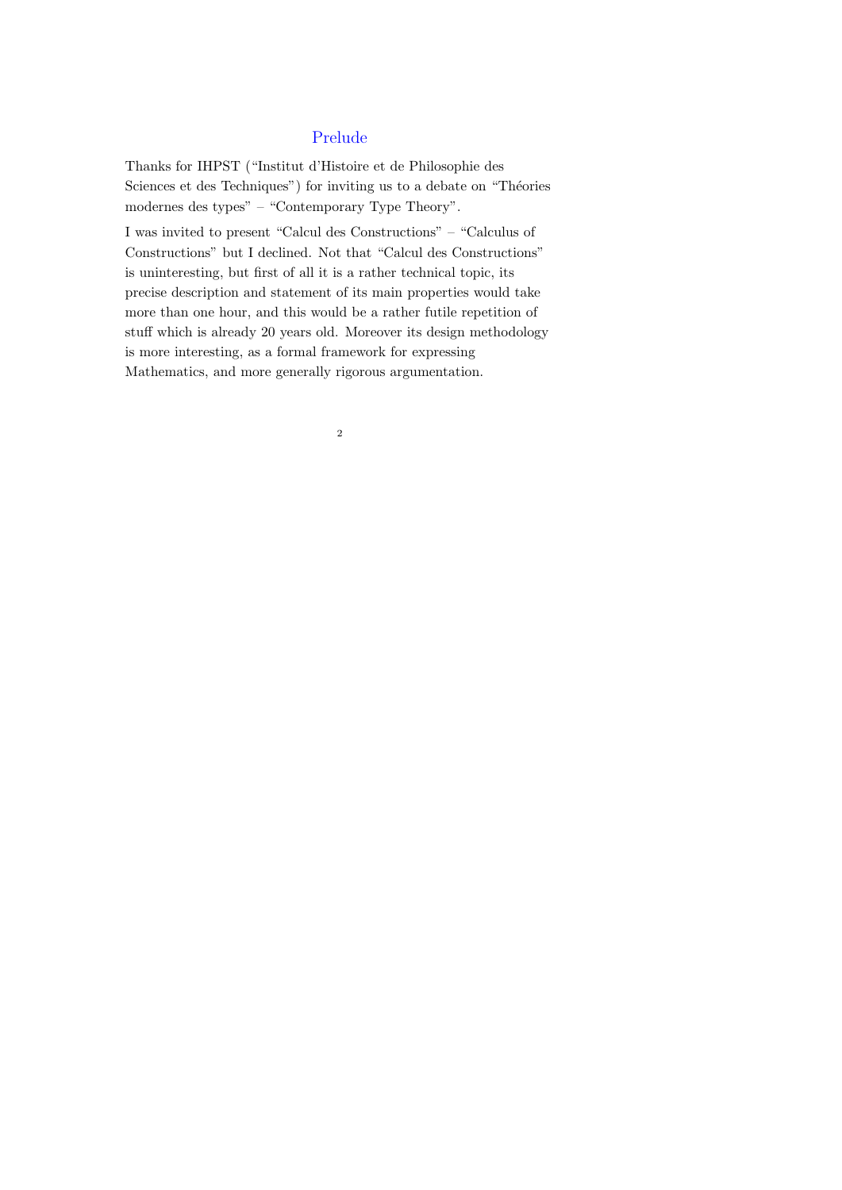# Prelude

Thanks for IHPST ("Institut d'Histoire et de Philosophie des Sciences et des Techniques") for inviting us to a debate on "Théories modernes des types" – "Contemporary Type Theory".

I was invited to present "Calcul des Constructions" – "Calculus of Constructions" but I declined. Not that "Calcul des Constructions" is uninteresting, but first of all it is a rather technical topic, its precise description and statement of its main properties would take more than one hour, and this would be a rather futile repetition of stuff which is already 20 years old. Moreover its design methodology is more interesting, as a formal framework for expressing Mathematics, and more generally rigorous argumentation.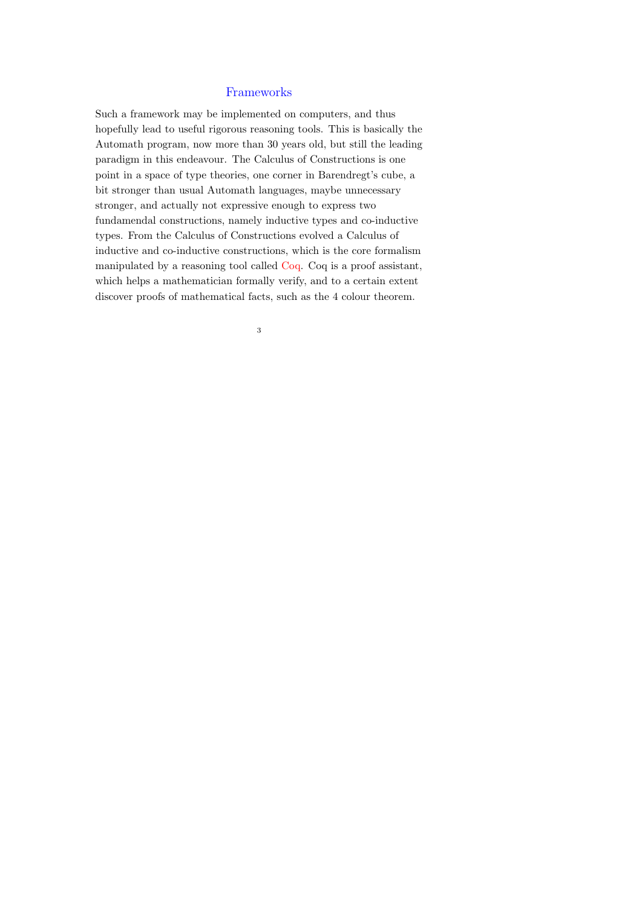## Frameworks

Such a framework may be implemented on computers, and thus hopefully lead to useful rigorous reasoning tools. This is basically the Automath program, now more than 30 years old, but still the leading paradigm in this endeavour. The Calculus of Constructions is one point in a space of type theories, one corner in Barendregt's cube, a bit stronger than usual Automath languages, maybe unnecessary stronger, and actually not expressive enough to express two fundamendal constructions, namely inductive types and co-inductive types. From the Calculus of Constructions evolved a Calculus of inductive and co-inductive constructions, which is the core formalism manipulated by a reasoning tool called Coq. Coq is a proof assistant, which helps a mathematician formally verify, and to a certain extent discover proofs of mathematical facts, such as the 4 colour theorem.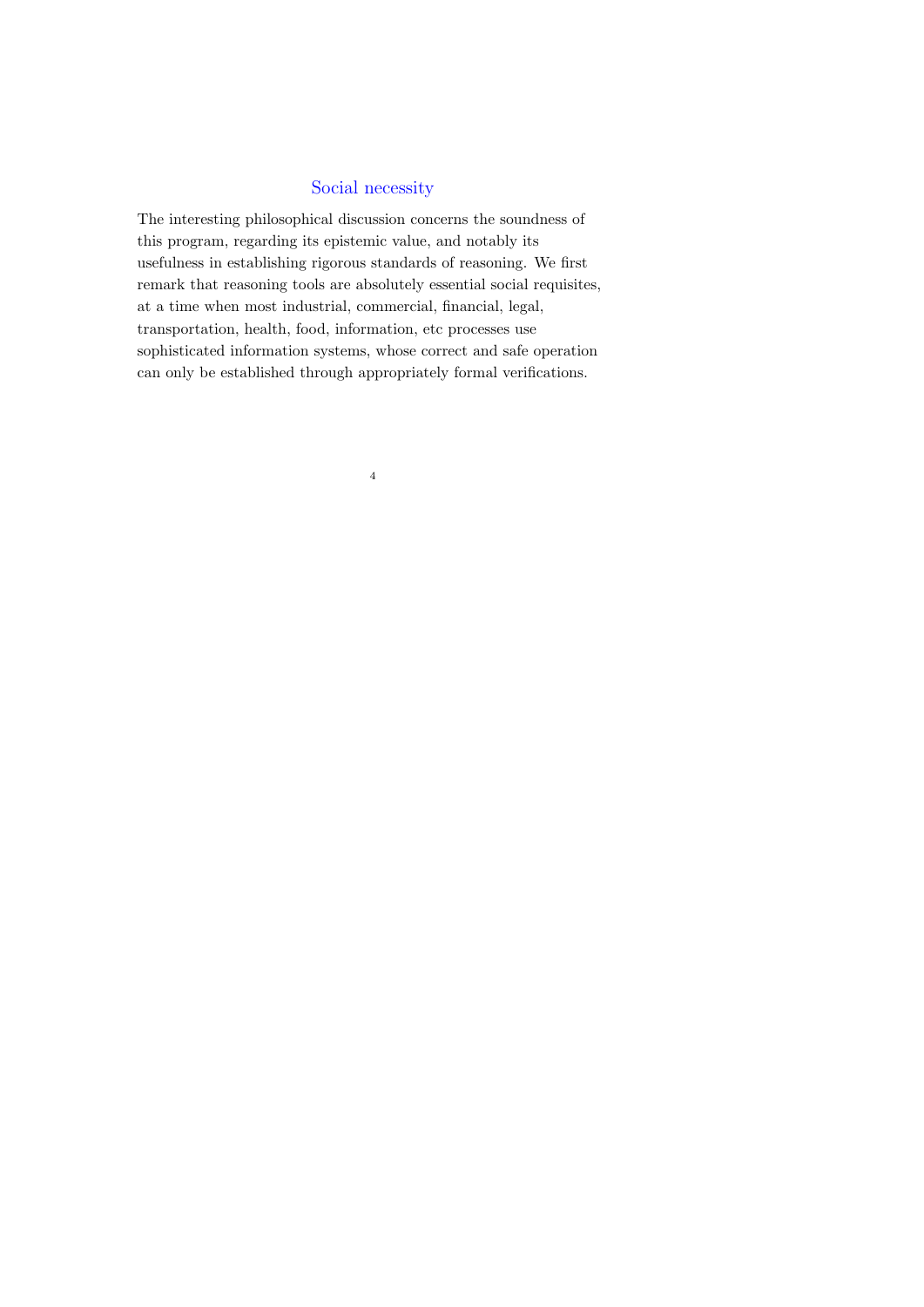## Social necessity

The interesting philosophical discussion concerns the soundness of this program, regarding its epistemic value, and notably its usefulness in establishing rigorous standards of reasoning. We first remark that reasoning tools are absolutely essential social requisites, at a time when most industrial, commercial, financial, legal, transportation, health, food, information, etc processes use sophisticated information systems, whose correct and safe operation can only be established through appropriately formal verifications.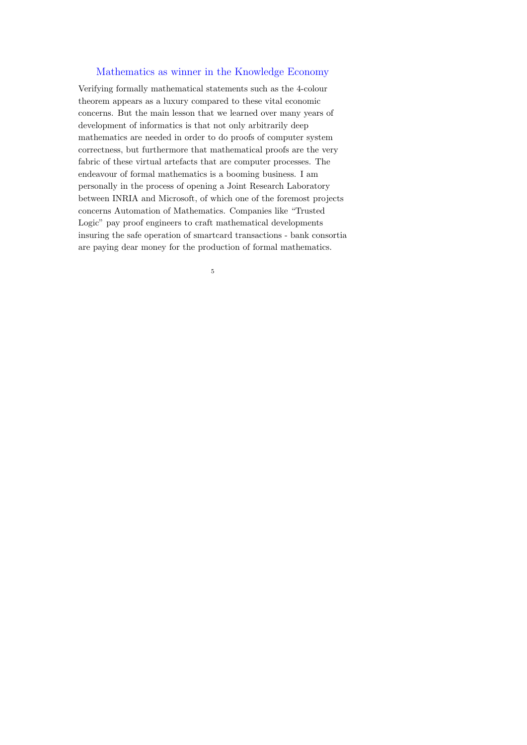## Mathematics as winner in the Knowledge Economy

Verifying formally mathematical statements such as the 4-colour theorem appears as a luxury compared to these vital economic concerns. But the main lesson that we learned over many years of development of informatics is that not only arbitrarily deep mathematics are needed in order to do proofs of computer system correctness, but furthermore that mathematical proofs are the very fabric of these virtual artefacts that are computer processes. The endeavour of formal mathematics is a booming business. I am personally in the process of opening a Joint Research Laboratory between INRIA and Microsoft, of which one of the foremost projects concerns Automation of Mathematics. Companies like "Trusted Logic" pay proof engineers to craft mathematical developments insuring the safe operation of smartcard transactions - bank consortia are paying dear money for the production of formal mathematics.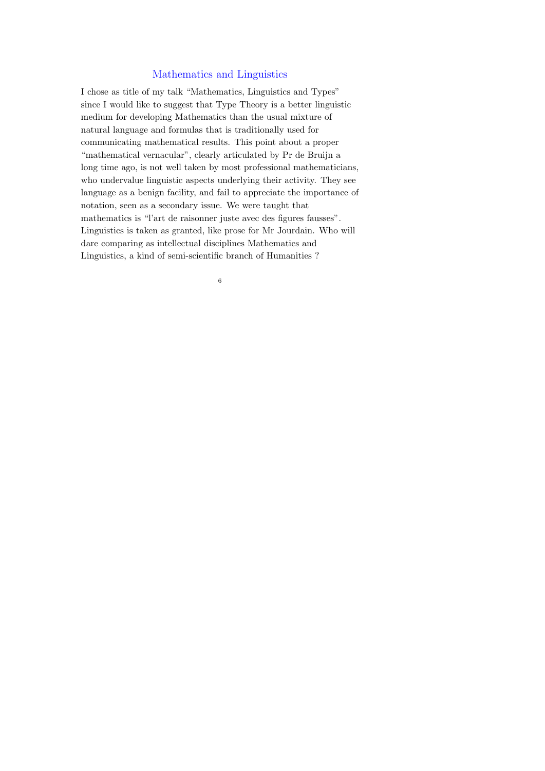# Mathematics and Linguistics

I chose as title of my talk "Mathematics, Linguistics and Types" since I would like to suggest that Type Theory is a better linguistic medium for developing Mathematics than the usual mixture of natural language and formulas that is traditionally used for communicating mathematical results. This point about a proper "mathematical vernacular", clearly articulated by Pr de Bruijn a long time ago, is not well taken by most professional mathematicians, who undervalue linguistic aspects underlying their activity. They see language as a benign facility, and fail to appreciate the importance of notation, seen as a secondary issue. We were taught that mathematics is "l'art de raisonner juste avec des figures fausses". Linguistics is taken as granted, like prose for Mr Jourdain. Who will dare comparing as intellectual disciplines Mathematics and Linguistics, a kind of semi-scientific branch of Humanities ?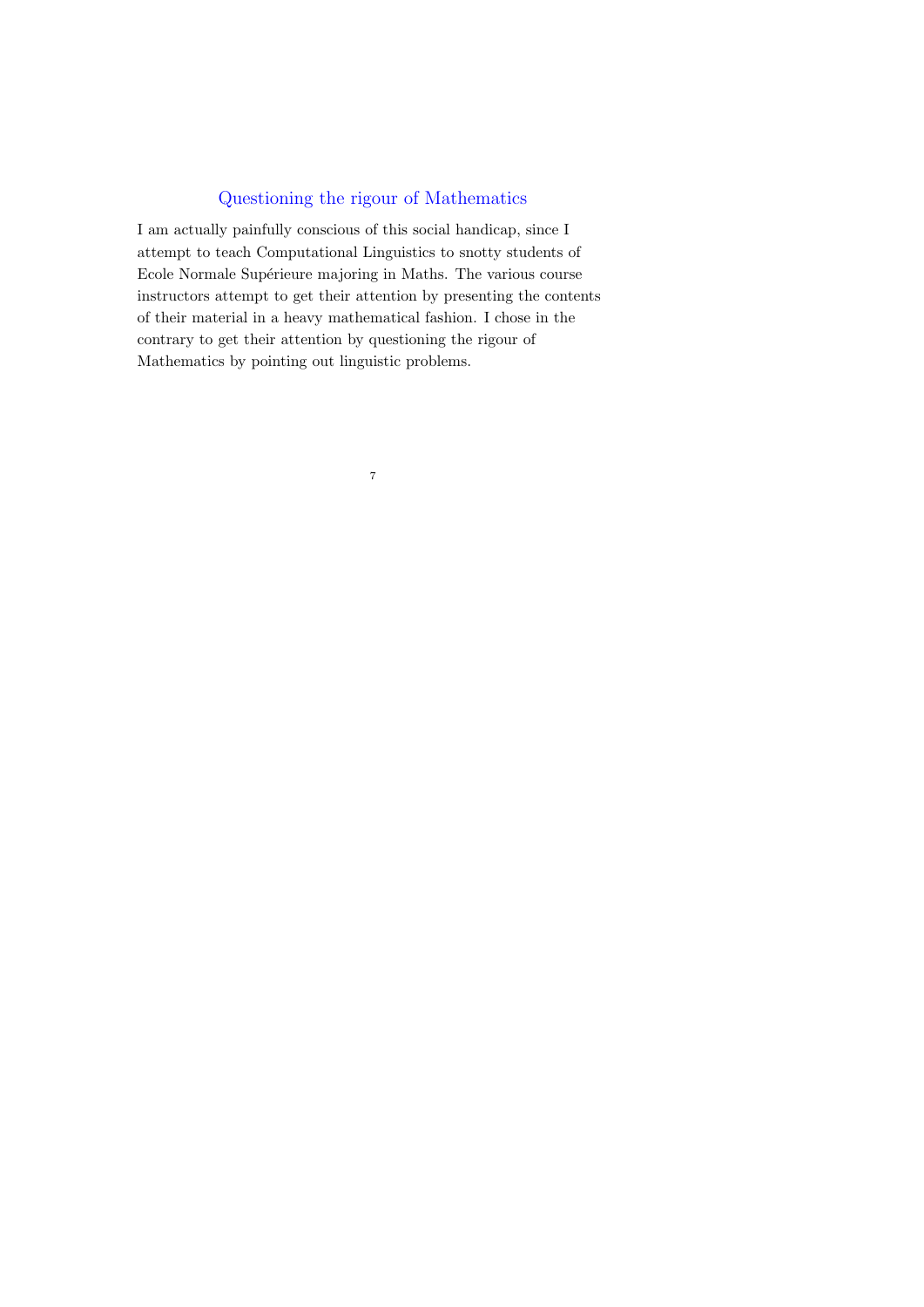## Questioning the rigour of Mathematics

I am actually painfully conscious of this social handicap, since I attempt to teach Computational Linguistics to snotty students of Ecole Normale Supérieure majoring in Maths. The various course instructors attempt to get their attention by presenting the contents of their material in a heavy mathematical fashion. I chose in the contrary to get their attention by questioning the rigour of Mathematics by pointing out linguistic problems.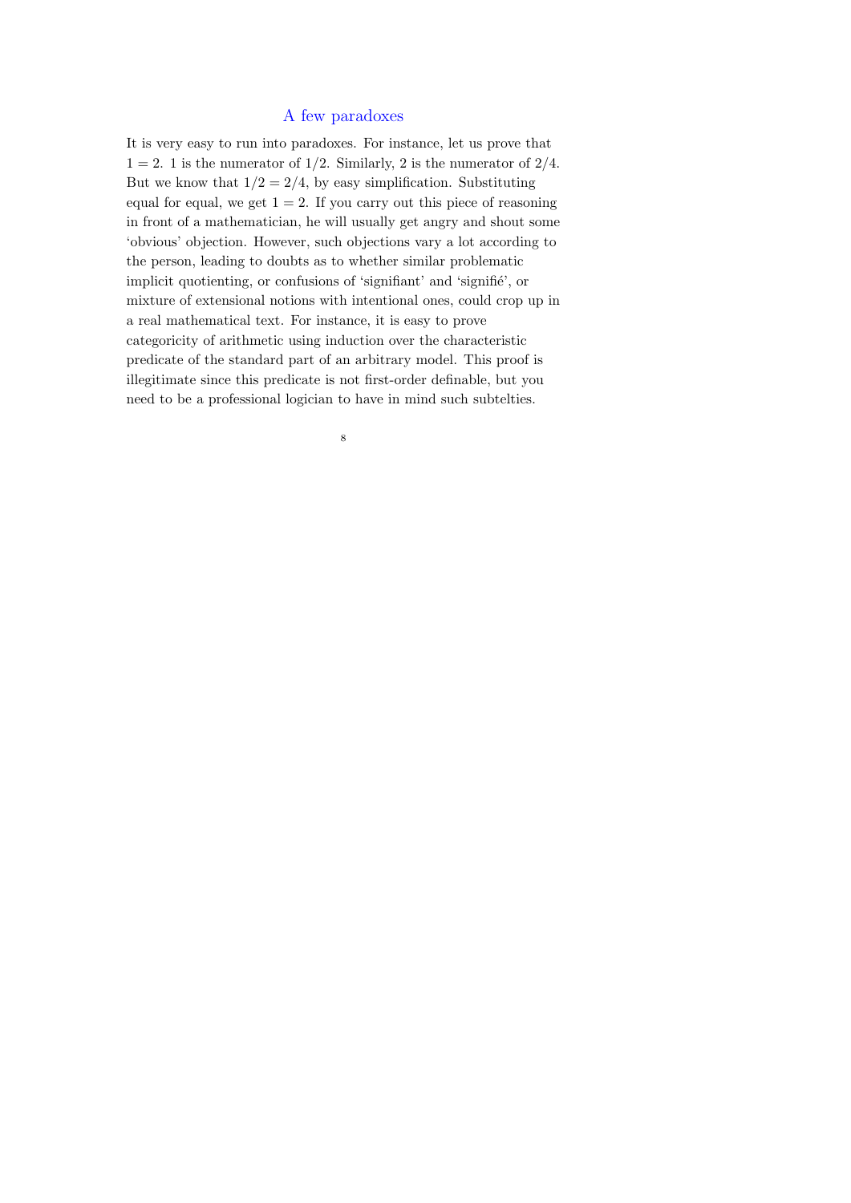# A few paradoxes

It is very easy to run into paradoxes. For instance, let us prove that $1 = 2$. 1 is the numerator of $1/2$. Similarly, 2 is the numerator of $2/4$. But we know that $1/2 = 2/4$, by easy simplification. Substituting equal for equal, we get $1 = 2$. If you carry out this piece of reasoning in front of a mathematician, he will usually get angry and shout some 'obvious' objection. However, such objections vary a lot according to the person, leading to doubts as to whether similar problematic implicit quotienting, or confusions of 'signifiant' and 'signifié', or mixture of extensional notions with intentional ones, could crop up in a real mathematical text. For instance, it is easy to prove categoricity of arithmetic using induction over the characteristic predicate of the standard part of an arbitrary model. This proof is illegitimate since this predicate is not first-order definable, but you need to be a professional logician to have in mind such subtelties.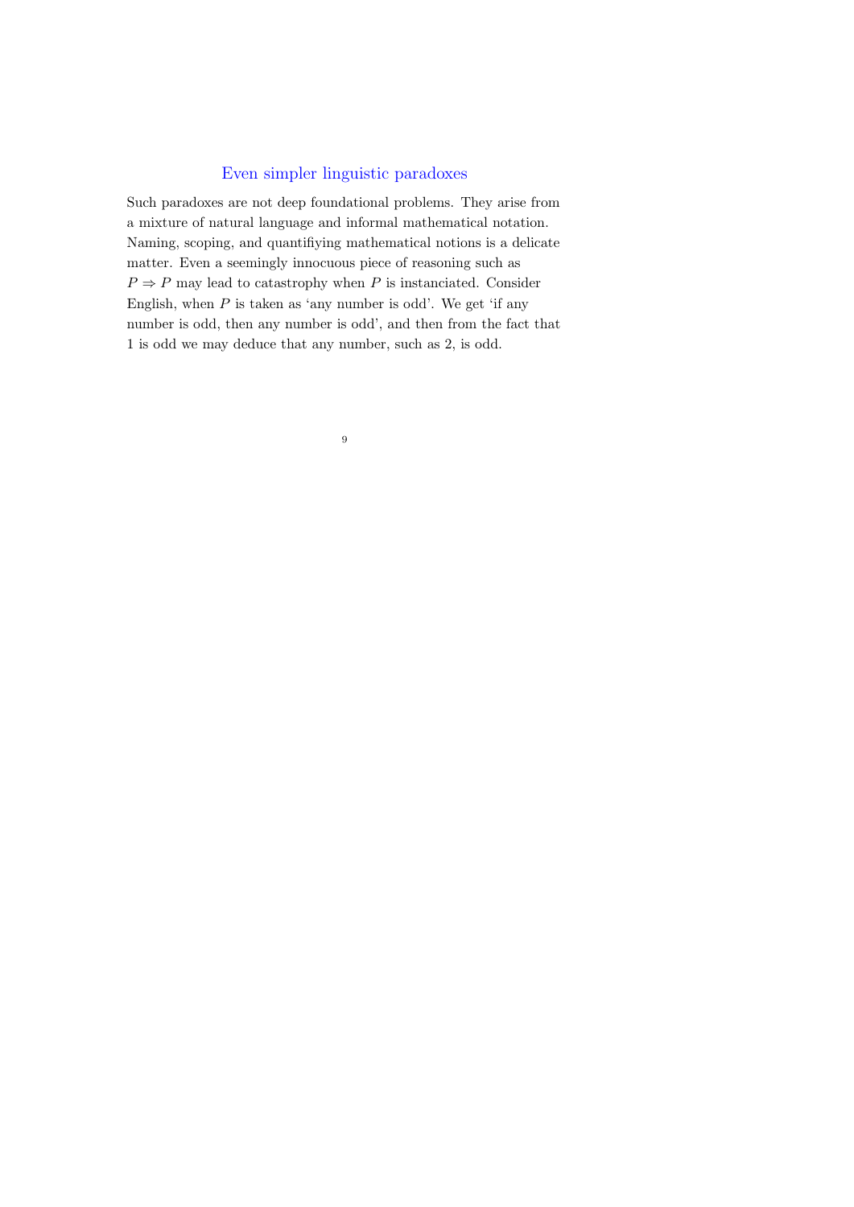# Even simpler linguistic paradoxes

Such paradoxes are not deep foundational problems. They arise from a mixture of natural language and informal mathematical notation. Naming, scoping, and quantifiying mathematical notions is a delicate matter. Even a seemingly innocuous piece of reasoning such as $P \Rightarrow P$ may lead to catastrophy when $P$ is instanciated. Consider English, when $P$ is taken as 'any number is odd'. We get 'if any number is odd, then any number is odd', and then from the fact that 1 is odd we may deduce that any number, such as 2, is odd.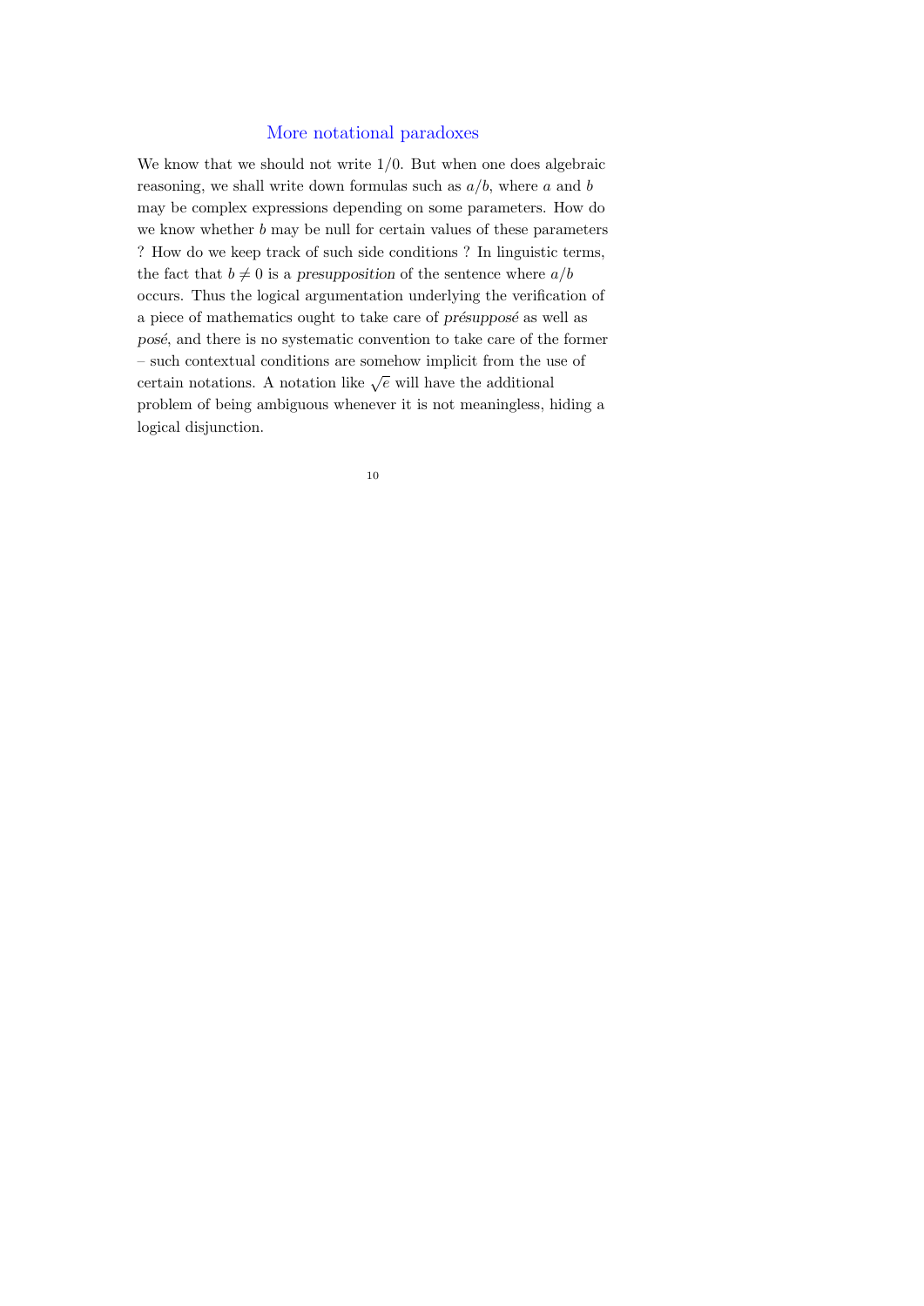## More notational paradoxes

We know that we should not write $1/0$. But when one does algebraic reasoning, we shall write down formulas such as $a/b$, where $a$ and $b$ may be complex expressions depending on some parameters. How do we know whether $b$ may be null for certain values of these parameters ? How do we keep track of such side conditions ? In linguistic terms, the fact that $b \neq 0$ is a *presupposition* of the sentence where $a/b$ occurs. Thus the logical argumentation underlying the verification of a piece of mathematics ought to take care of *présupposé* as well as *posé*, and there is no systematic convention to take care of the former – such contextual conditions are somehow implicit from the use of certain notations. A notation like $\sqrt{e}$ will have the additional problem of being ambiguous whenever it is not meaningless, hiding a logical disjunction.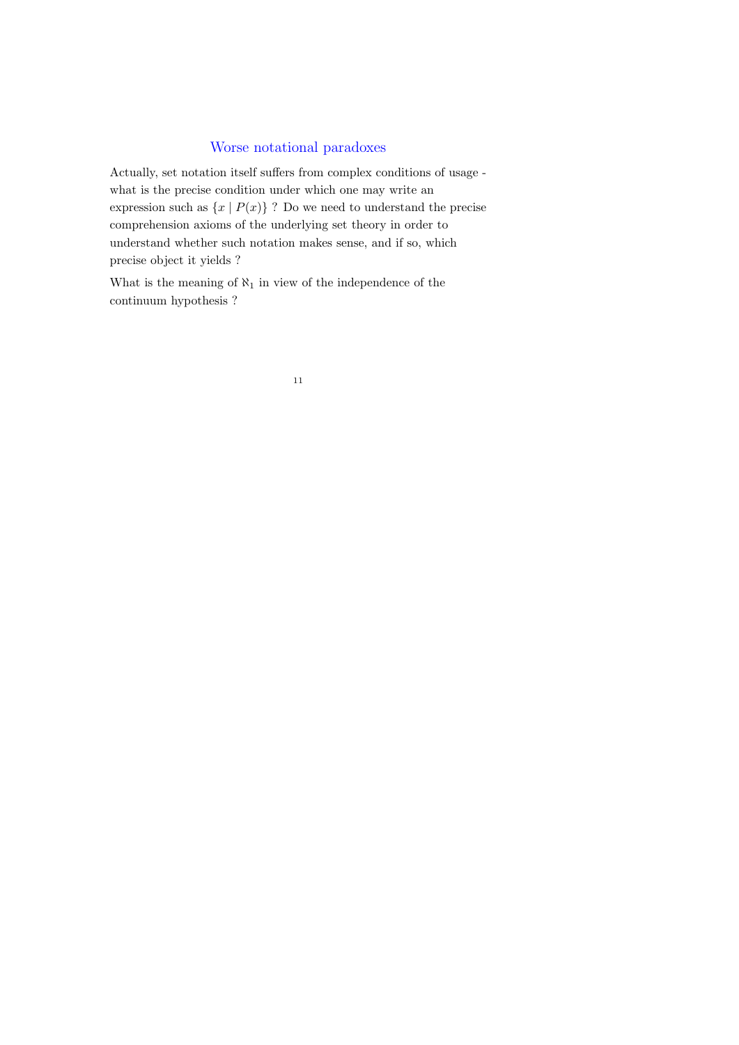## Worse notational paradoxes

Actually, set notation itself suffers from complex conditions of usage - what is the precise condition under which one may write an expression such as $\{x \mid P(x)\}$ ? Do we need to understand the precise comprehension axioms of the underlying set theory in order to understand whether such notation makes sense, and if so, which precise object it yields ?

What is the meaning of $\aleph_1$ in view of the independence of the continuum hypothesis ?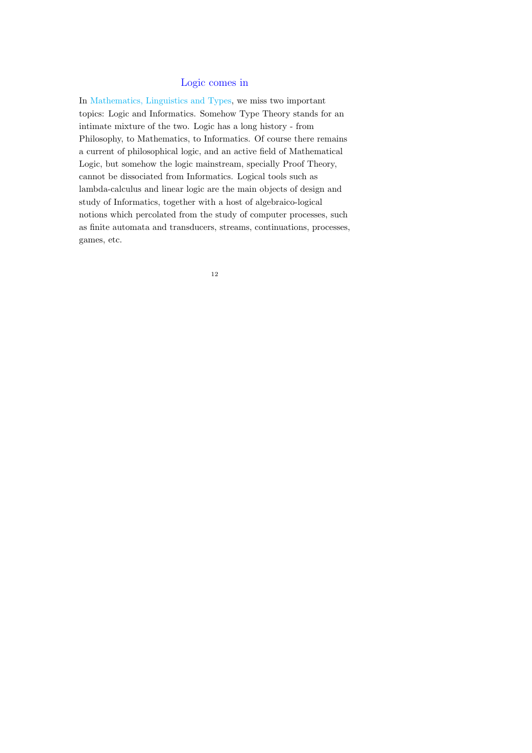# Logic comes in

In Mathematics, Linguistics and Types, we miss two important topics: Logic and Informatics. Somehow Type Theory stands for an intimate mixture of the two. Logic has a long history - from Philosophy, to Mathematics, to Informatics. Of course there remains a current of philosophical logic, and an active field of Mathematical Logic, but somehow the logic mainstream, specially Proof Theory, cannot be dissociated from Informatics. Logical tools such as lambda-calculus and linear logic are the main objects of design and study of Informatics, together with a host of algebraico-logical notions which percolated from the study of computer processes, such as finite automata and transducers, streams, continuations, processes, games, etc.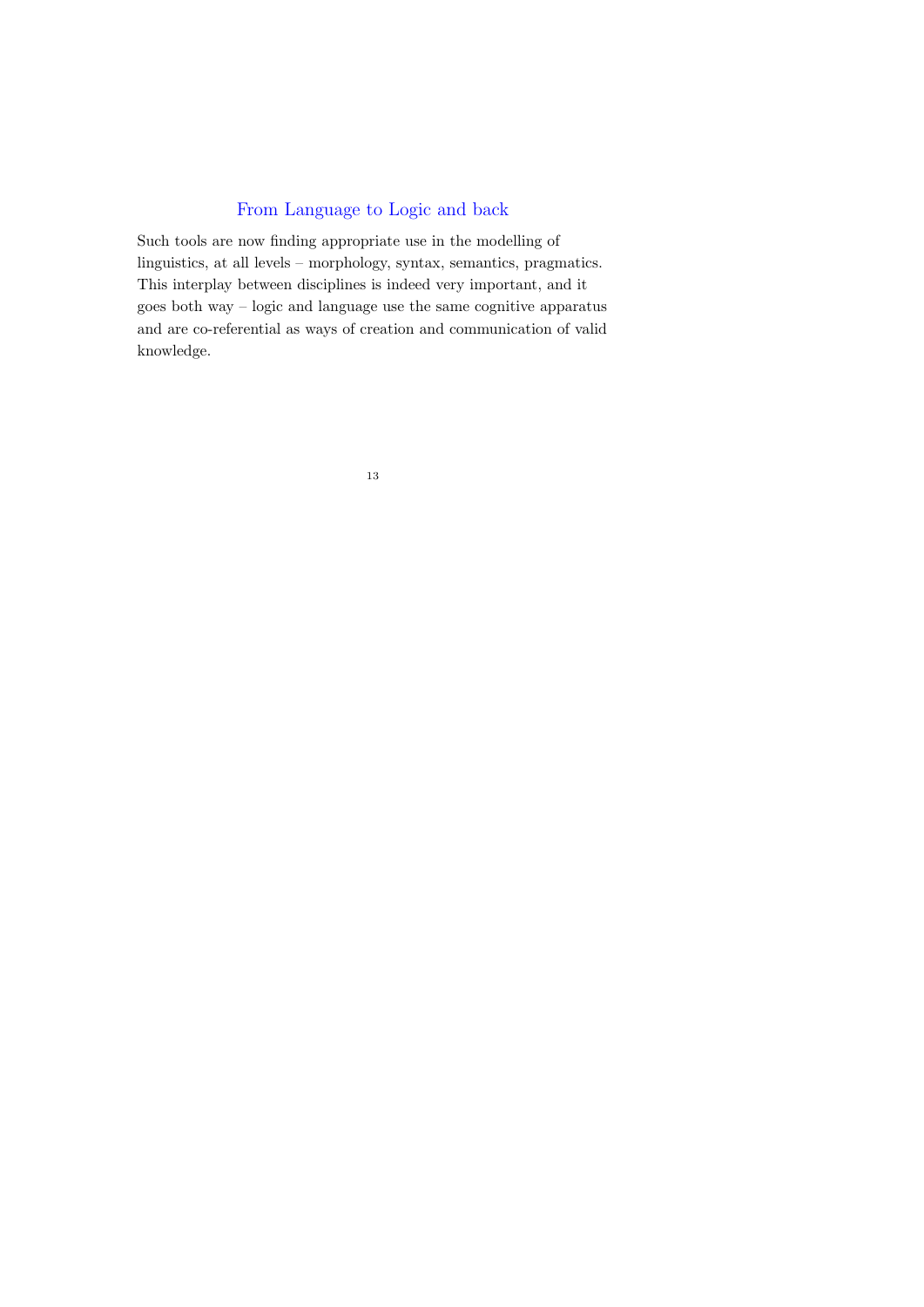## From Language to Logic and back

Such tools are now finding appropriate use in the modelling of linguistics, at all levels – morphology, syntax, semantics, pragmatics. This interplay between disciplines is indeed very important, and it goes both way – logic and language use the same cognitive apparatus and are co-referential as ways of creation and communication of valid knowledge.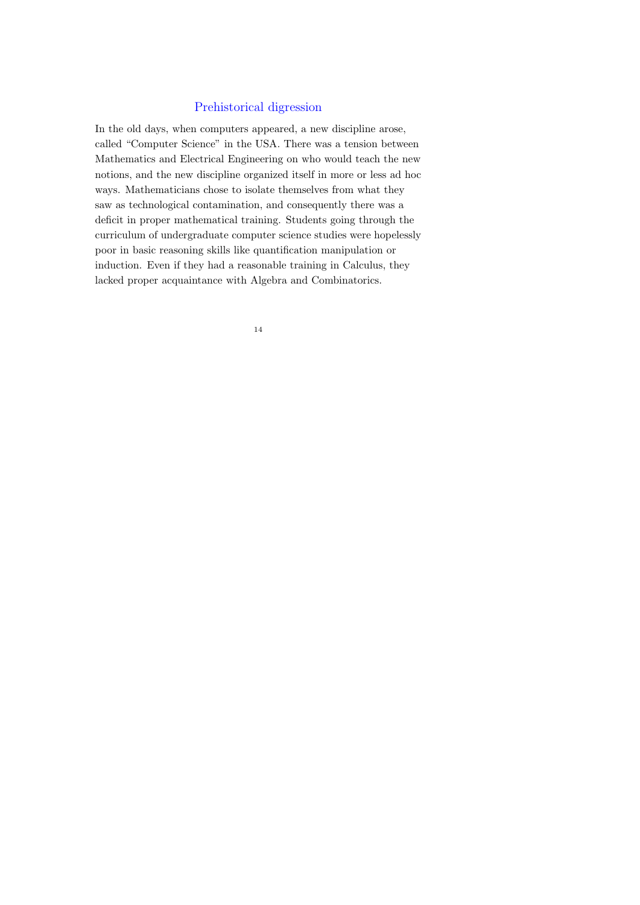## Prehistorical digression

In the old days, when computers appeared, a new discipline arose, called "Computer Science" in the USA. There was a tension between Mathematics and Electrical Engineering on who would teach the new notions, and the new discipline organized itself in more or less ad hoc ways. Mathematicians chose to isolate themselves from what they saw as technological contamination, and consequently there was a deficit in proper mathematical training. Students going through the curriculum of undergraduate computer science studies were hopelessly poor in basic reasoning skills like quantification manipulation or induction. Even if they had a reasonable training in Calculus, they lacked proper acquaintance with Algebra and Combinatorics.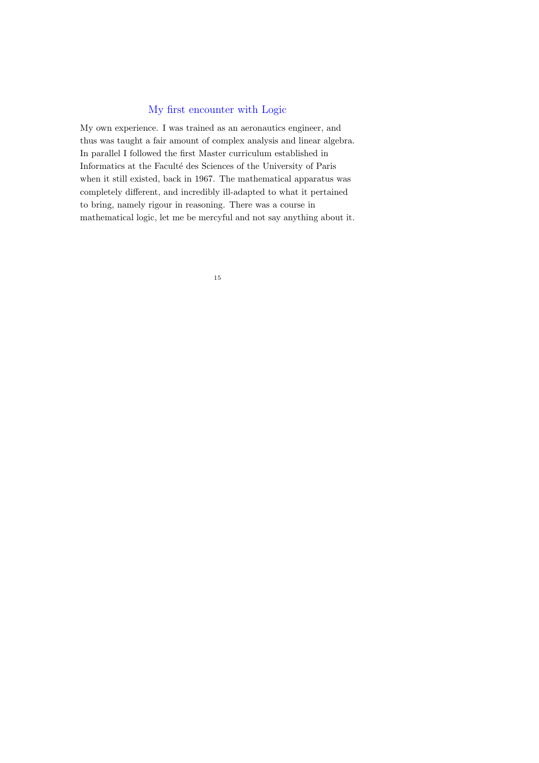## My first encounter with Logic

My own experience. I was trained as an aeronautics engineer, and thus was taught a fair amount of complex analysis and linear algebra. In parallel I followed the first Master curriculum established in Informatics at the Faculté des Sciences of the University of Paris when it still existed, back in 1967. The mathematical apparatus was completely different, and incredibly ill-adapted to what it pertained to bring, namely rigour in reasoning. There was a course in mathematical logic, let me be mercyful and not say anything about it.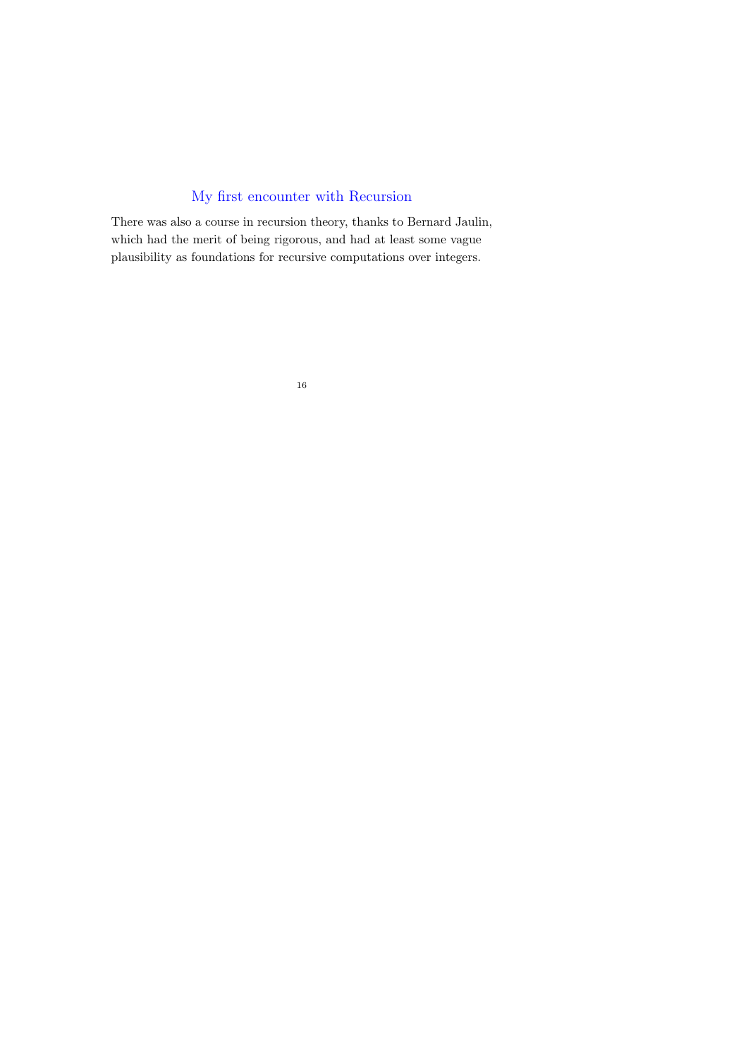# My first encounter with Recursion

There was also a course in recursion theory, thanks to Bernard Jaulin, which had the merit of being rigorous, and had at least some vague plausibility as foundations for recursive computations over integers.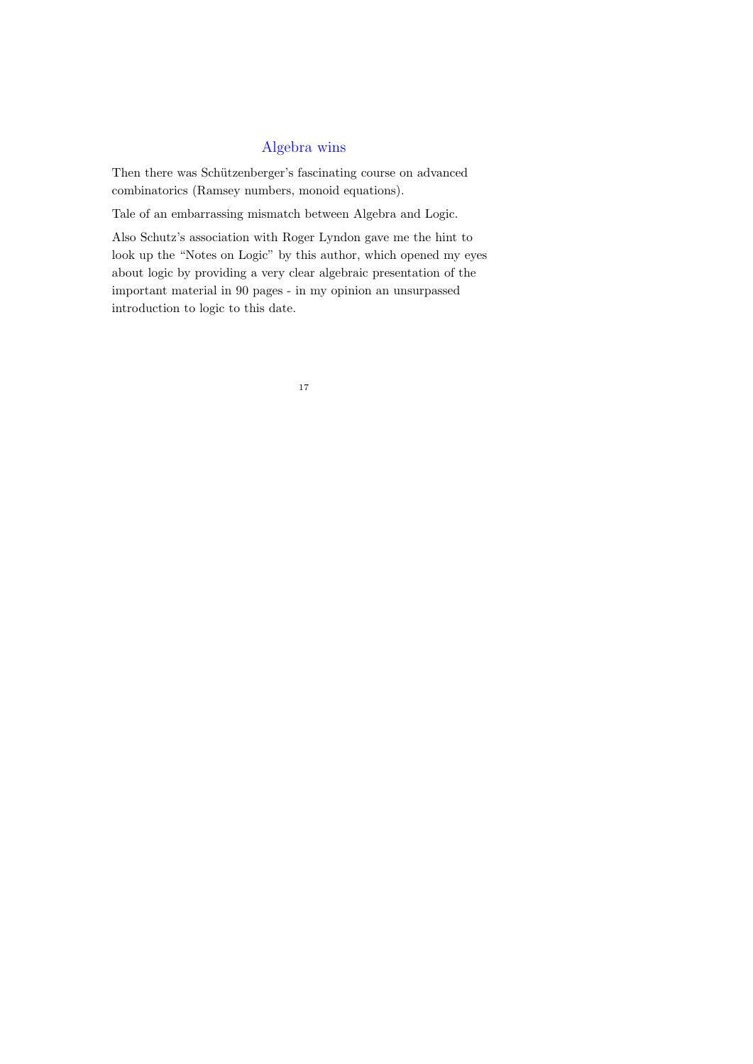# Algebra wins

Then there was Schützenberger's fascinating course on advanced combinatorics (Ramsey numbers, monoid equations).

Tale of an embarrassing mismatch between Algebra and Logic.

Also Schutz's association with Roger Lyndon gave me the hint to look up the "Notes on Logic" by this author, which opened my eyes about logic by providing a very clear algebraic presentation of the important material in 90 pages - in my opinion an unsurpassed introduction to logic to this date.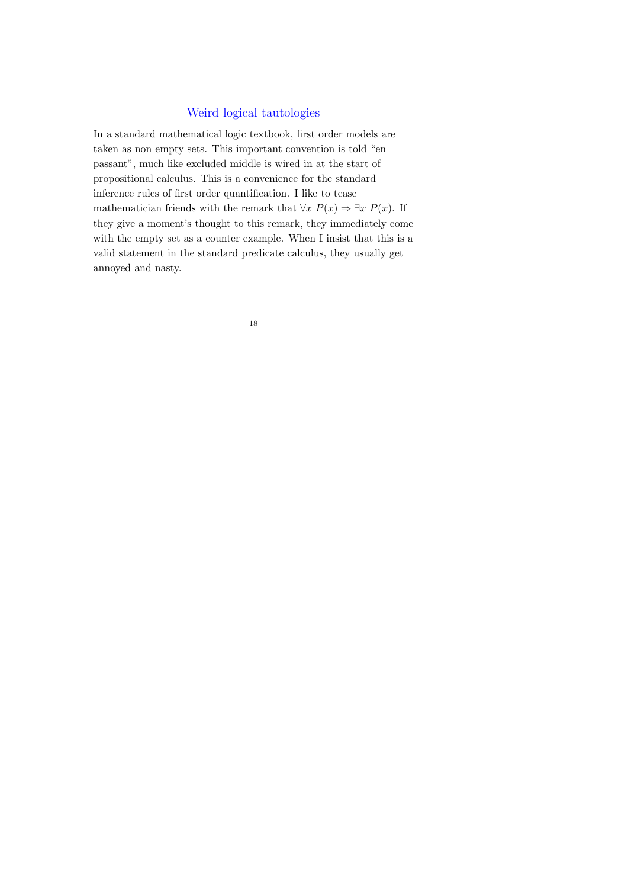## Weird logical tautologies

In a standard mathematical logic textbook, first order models are taken as non empty sets. This important convention is told “en passant”, much like excluded middle is wired in at the start of propositional calculus. This is a convenience for the standard inference rules of first order quantification. I like to tease mathematician friends with the remark that $\forall x \; P(x) \Rightarrow \exists x \; P(x)$. If they give a moment's thought to this remark, they immediately come with the empty set as a counter example. When I insist that this is a valid statement in the standard predicate calculus, they usually get annoyed and nasty.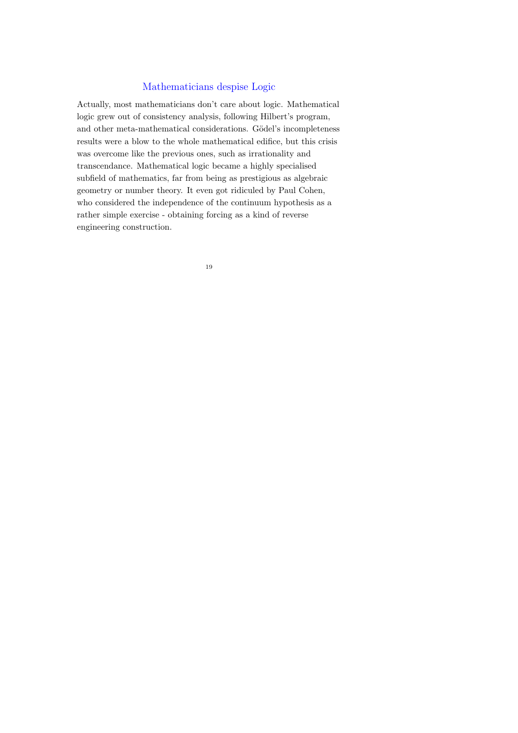## Mathematicians despise Logic

Actually, most mathematicians don't care about logic. Mathematical logic grew out of consistency analysis, following Hilbert's program, and other meta-mathematical considerations. Gödel's incompleteness results were a blow to the whole mathematical edifice, but this crisis was overcome like the previous ones, such as irrationality and transcendance. Mathematical logic became a highly specialised subfield of mathematics, far from being as prestigious as algebraic geometry or number theory. It even got ridiculed by Paul Cohen, who considered the independence of the continuum hypothesis as a rather simple exercise - obtaining forcing as a kind of reverse engineering construction.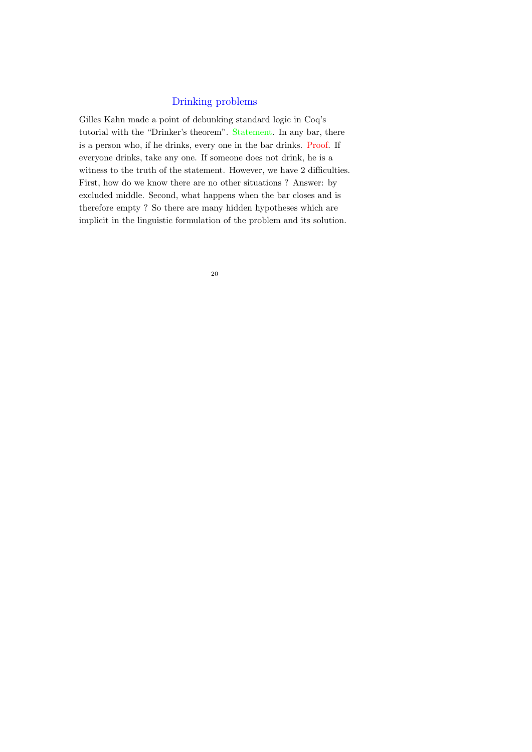## Drinking problems

Gilles Kahn made a point of debunking standard logic in Coq's tutorial with the "Drinker's theorem". Statement. In any bar, there is a person who, if he drinks, every one in the bar drinks. Proof. If everyone drinks, take any one. If someone does not drink, he is a witness to the truth of the statement. However, we have 2 difficulties. First, how do we know there are no other situations ? Answer: by excluded middle. Second, what happens when the bar closes and is therefore empty ? So there are many hidden hypotheses which are implicit in the linguistic formulation of the problem and its solution.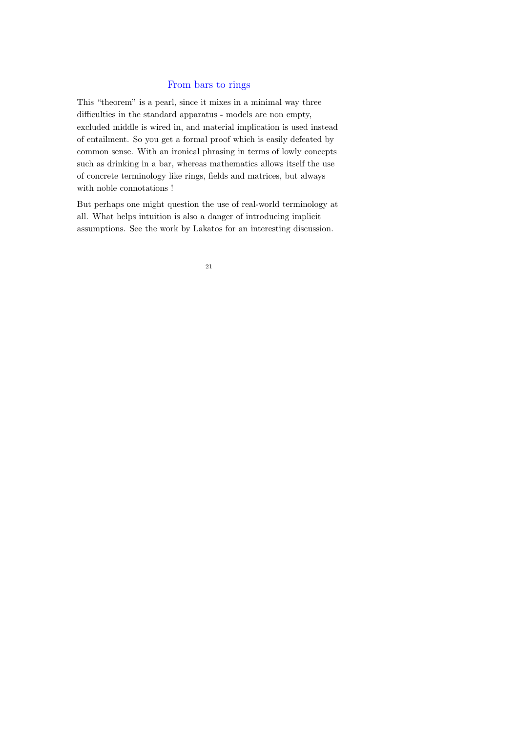## From bars to rings

This “theorem” is a pearl, since it mixes in a minimal way three difficulties in the standard apparatus - models are non empty, excluded middle is wired in, and material implication is used instead of entailment. So you get a formal proof which is easily defeated by common sense. With an ironical phrasing in terms of lowly concepts such as drinking in a bar, whereas mathematics allows itself the use of concrete terminology like rings, fields and matrices, but always with noble connotations !

But perhaps one might question the use of real-world terminology at all. What helps intuition is also a danger of introducing implicit assumptions. See the work by Lakatos for an interesting discussion.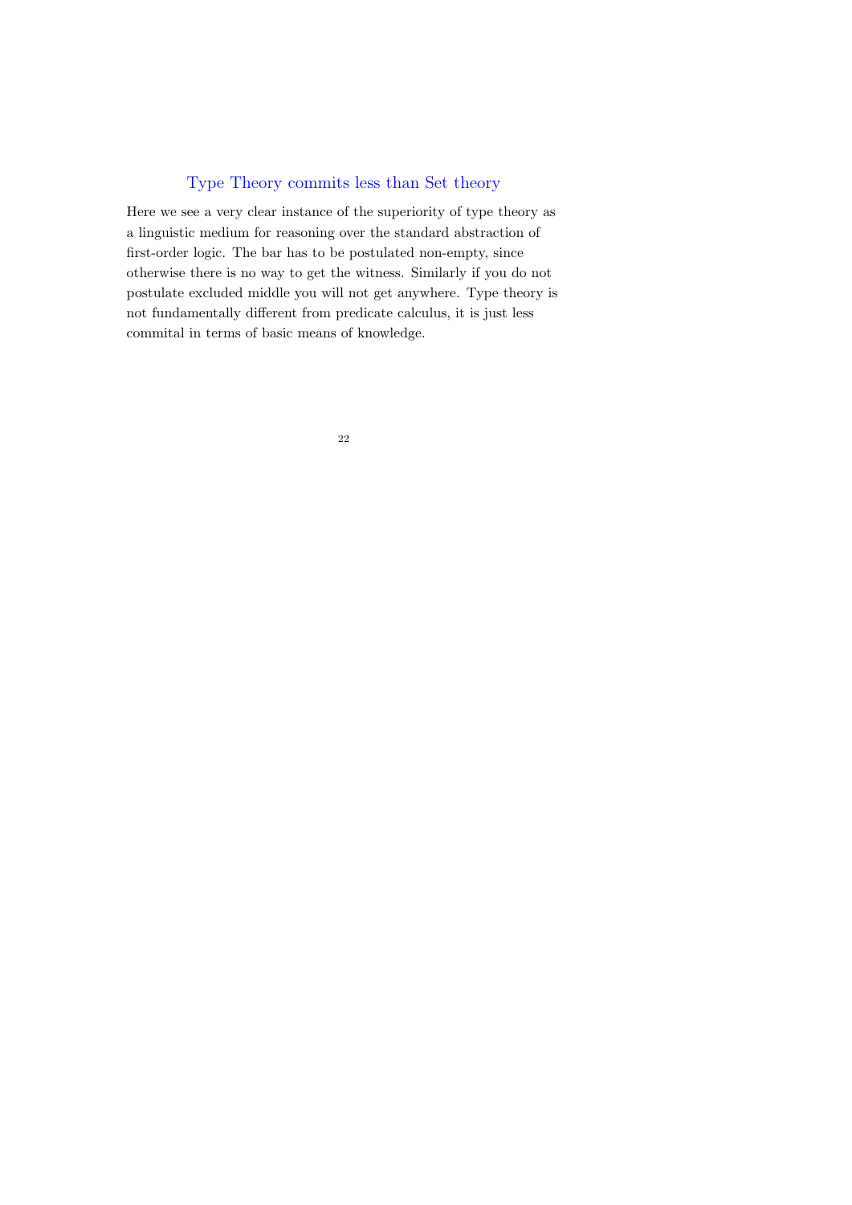## Type Theory commits less than Set theory

Here we see a very clear instance of the superiority of type theory as a linguistic medium for reasoning over the standard abstraction of first-order logic. The bar has to be postulated non-empty, since otherwise there is no way to get the witness. Similarly if you do not postulate excluded middle you will not get anywhere. Type theory is not fundamentally different from predicate calculus, it is just less commital in terms of basic means of knowledge.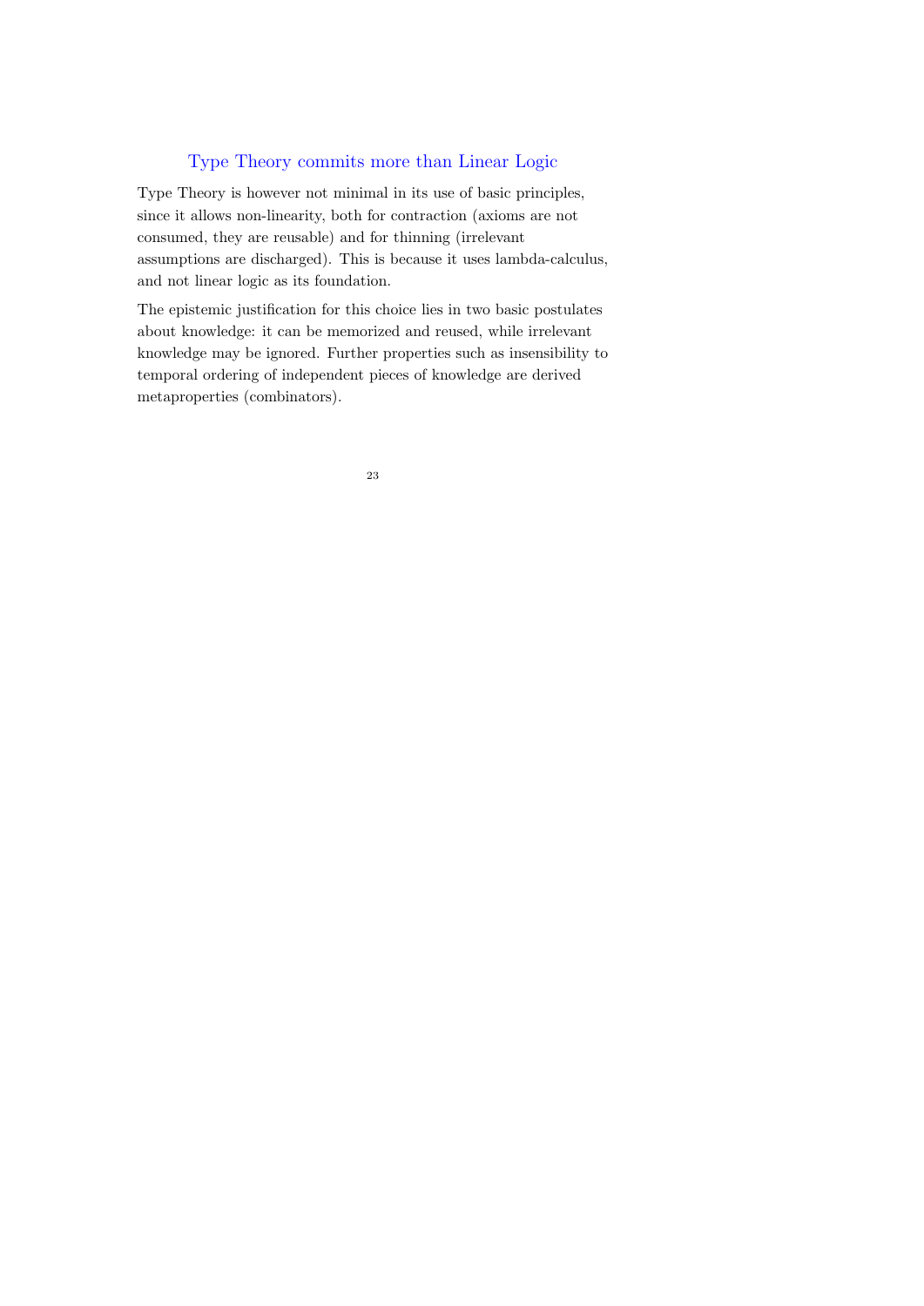## Type Theory commits more than Linear Logic

Type Theory is however not minimal in its use of basic principles, since it allows non-linearity, both for contraction (axioms are not consumed, they are reusable) and for thinning (irrelevant assumptions are discharged). This is because it uses lambda-calculus, and not linear logic as its foundation.

The epistemic justification for this choice lies in two basic postulates about knowledge: it can be memorized and reused, while irrelevant knowledge may be ignored. Further properties such as insensibility to temporal ordering of independent pieces of knowledge are derived metaproperties (combinators).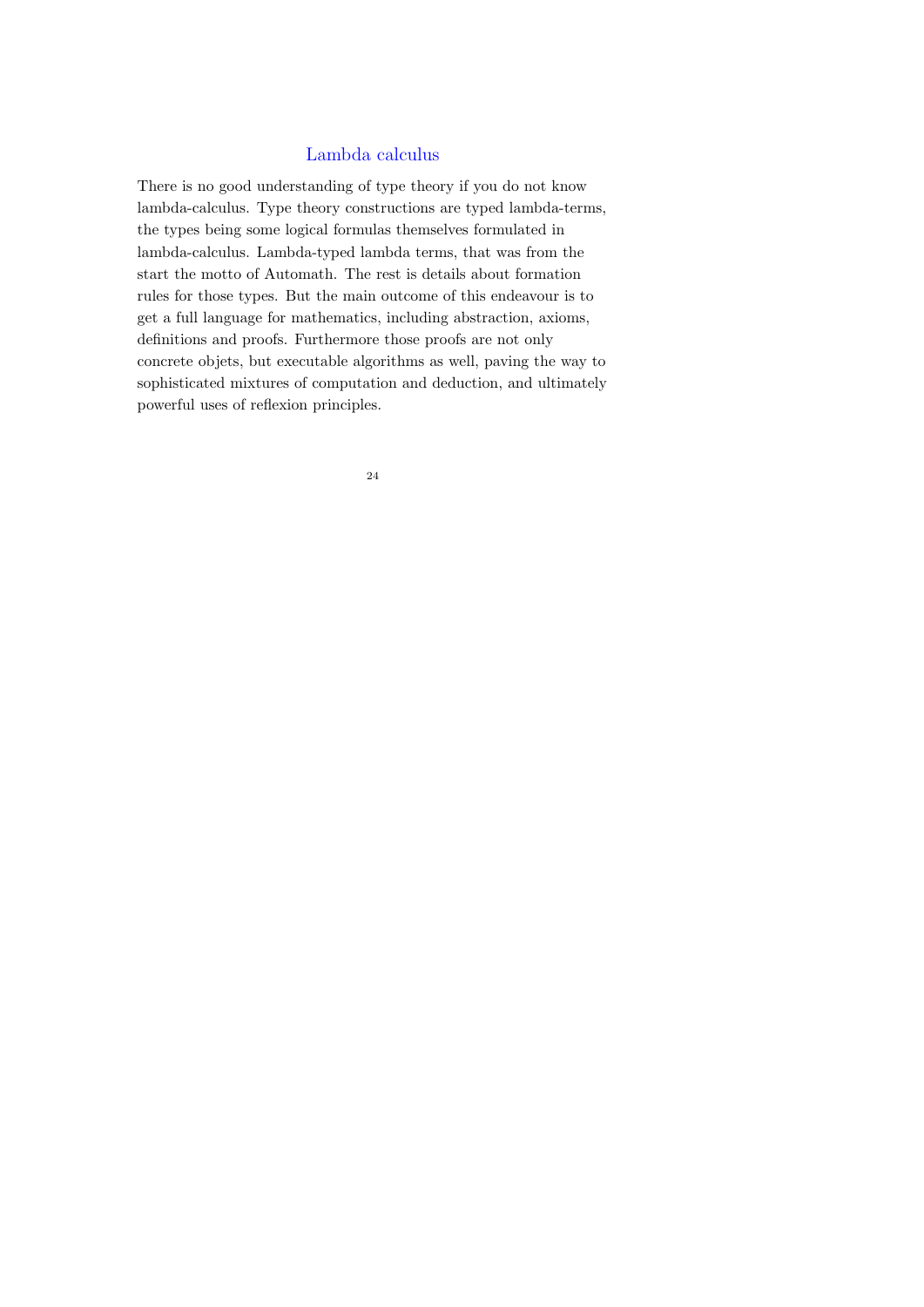# Lambda calculus

There is no good understanding of type theory if you do not know lambda-calculus. Type theory constructions are typed lambda-terms, the types being some logical formulas themselves formulated in lambda-calculus. Lambda-typed lambda terms, that was from the start the motto of Automath. The rest is details about formation rules for those types. But the main outcome of this endeavour is to get a full language for mathematics, including abstraction, axioms, definitions and proofs. Furthermore those proofs are not only concrete objets, but executable algorithms as well, paving the way to sophisticated mixtures of computation and deduction, and ultimately powerful uses of reflexion principles.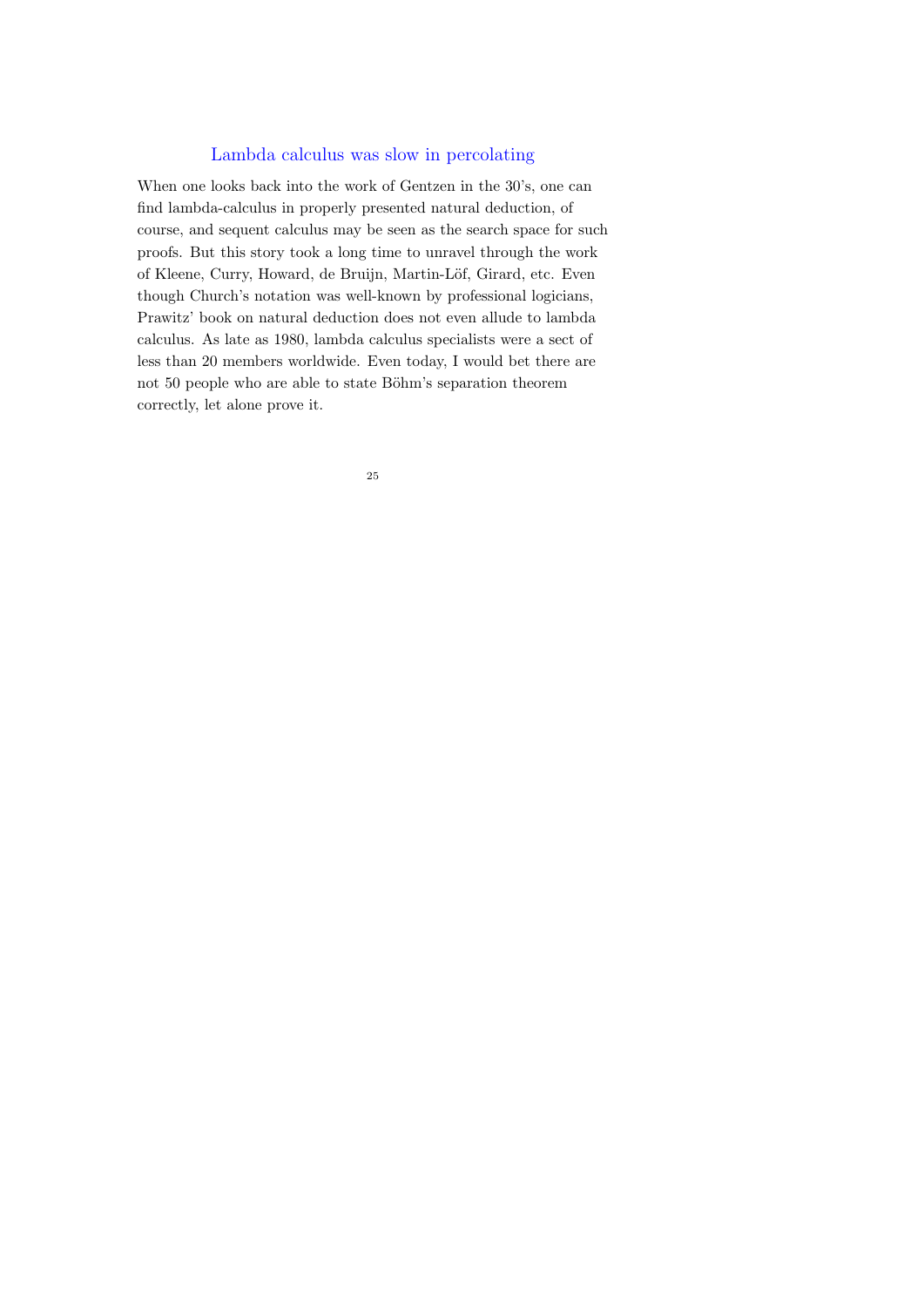## Lambda calculus was slow in percolating

When one looks back into the work of Gentzen in the 30's, one can find lambda-calculus in properly presented natural deduction, of course, and sequent calculus may be seen as the search space for such proofs. But this story took a long time to unravel through the work of Kleene, Curry, Howard, de Bruijn, Martin-Löf, Girard, etc. Even though Church's notation was well-known by professional logicians, Prawitz' book on natural deduction does not even allude to lambda calculus. As late as 1980, lambda calculus specialists were a sect of less than 20 members worldwide. Even today, I would bet there are not 50 people who are able to state Böhm's separation theorem correctly, let alone prove it.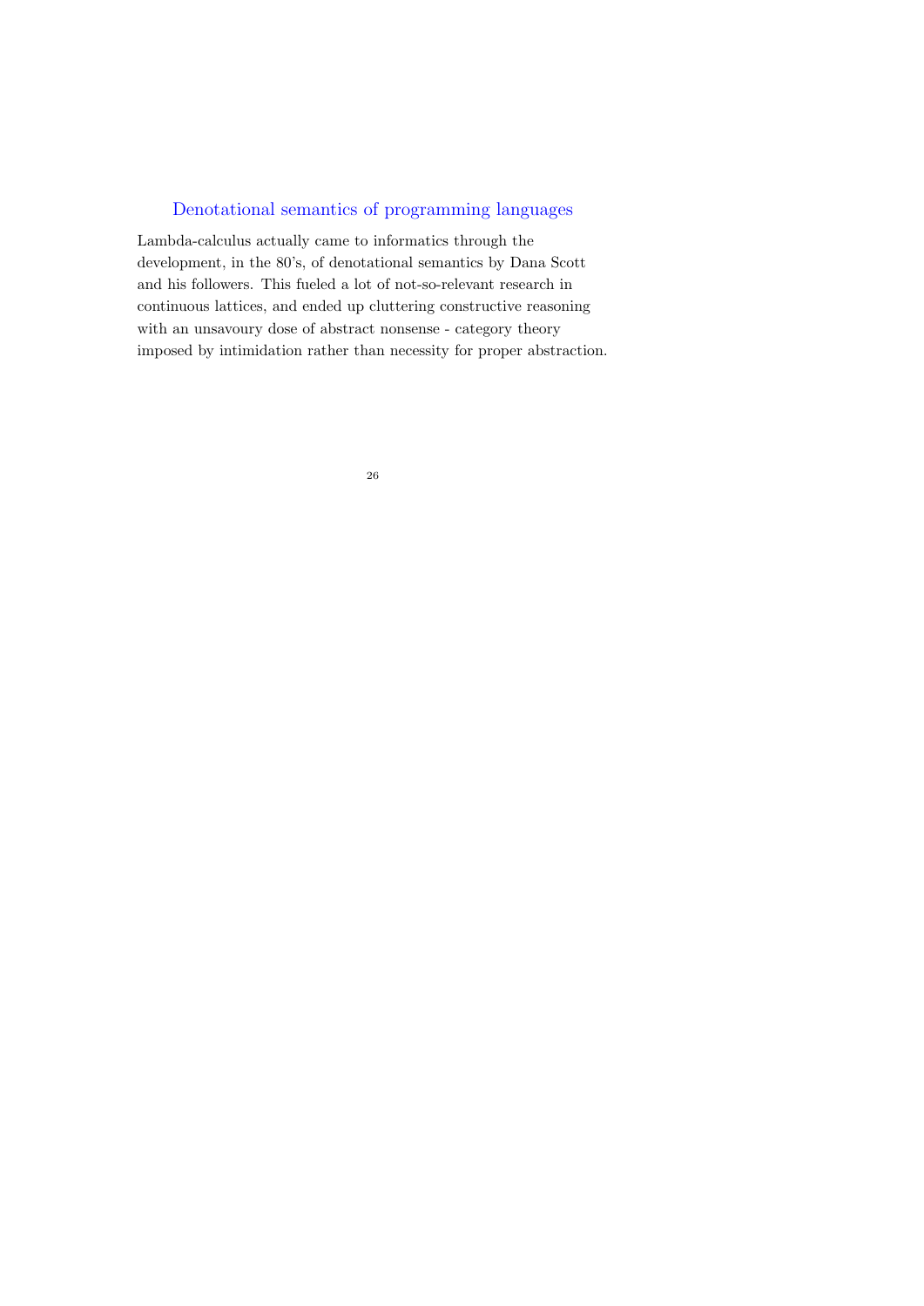## Denotational semantics of programming languages

Lambda-calculus actually came to informatics through the development, in the 80's, of denotational semantics by Dana Scott and his followers. This fueled a lot of not-so-relevant research in continuous lattices, and ended up cluttering constructive reasoning with an unsavoury dose of abstract nonsense - category theory imposed by intimidation rather than necessity for proper abstraction.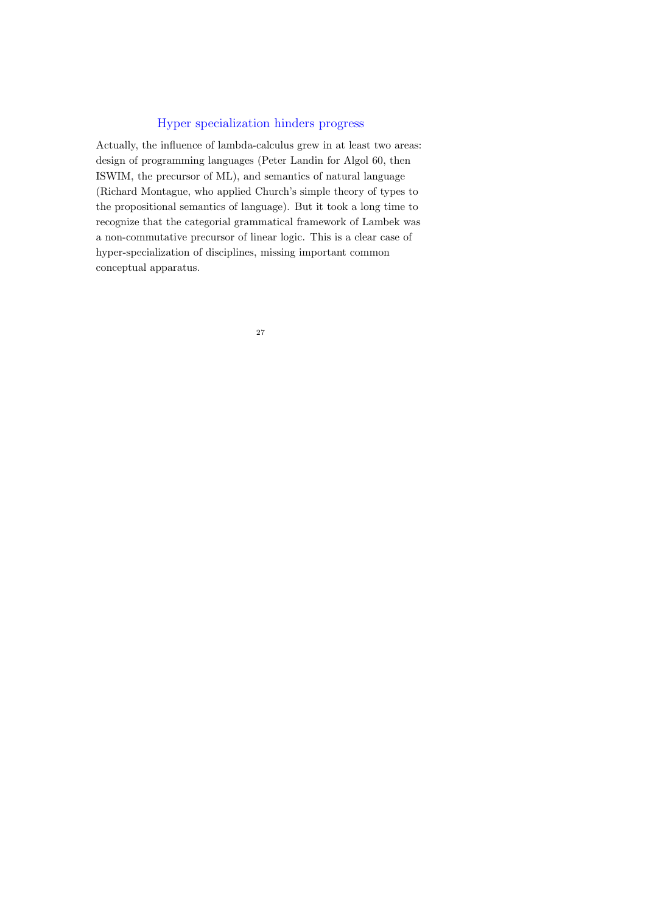# Hyper specialization hinders progress

Actually, the influence of lambda-calculus grew in at least two areas: design of programming languages (Peter Landin for Algol 60, then ISWIM, the precursor of ML), and semantics of natural language (Richard Montague, who applied Church's simple theory of types to the propositional semantics of language). But it took a long time to recognize that the categorial grammatical framework of Lambek was a non-commutative precursor of linear logic. This is a clear case of hyper-specialization of disciplines, missing important common conceptual apparatus.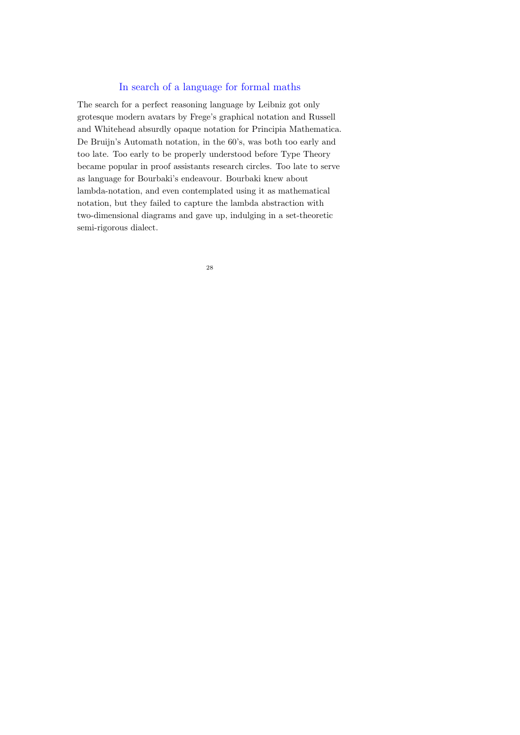## In search of a language for formal maths

The search for a perfect reasoning language by Leibniz got only grotesque modern avatars by Frege's graphical notation and Russell and Whitehead absurdly opaque notation for Principia Mathematica. De Bruijn's Automath notation, in the 60's, was both too early and too late. Too early to be properly understood before Type Theory became popular in proof assistants research circles. Too late to serve as language for Bourbaki's endeavour. Bourbaki knew about lambda-notation, and even contemplated using it as mathematical notation, but they failed to capture the lambda abstraction with two-dimensional diagrams and gave up, indulging in a set-theoretic semi-rigorous dialect.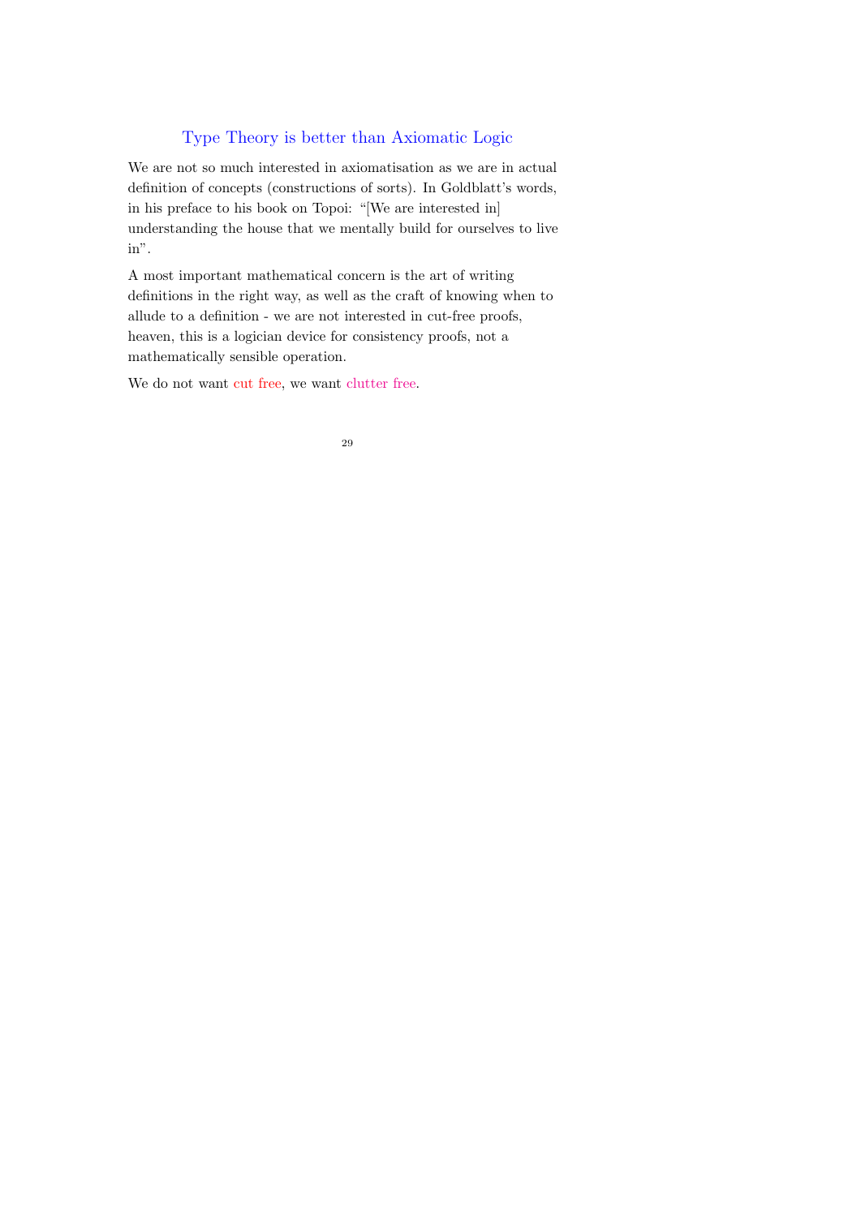## Type Theory is better than Axiomatic Logic

We are not so much interested in axiomatisation as we are in actual definition of concepts (constructions of sorts). In Goldblatt's words, in his preface to his book on Topoi: "[We are interested in] understanding the house that we mentally build for ourselves to live in".

A most important mathematical concern is the art of writing definitions in the right way, as well as the craft of knowing when to allude to a definition - we are not interested in cut-free proofs, heaven, this is a logician device for consistency proofs, not a mathematically sensible operation.

We do not want cut free, we want clutter free.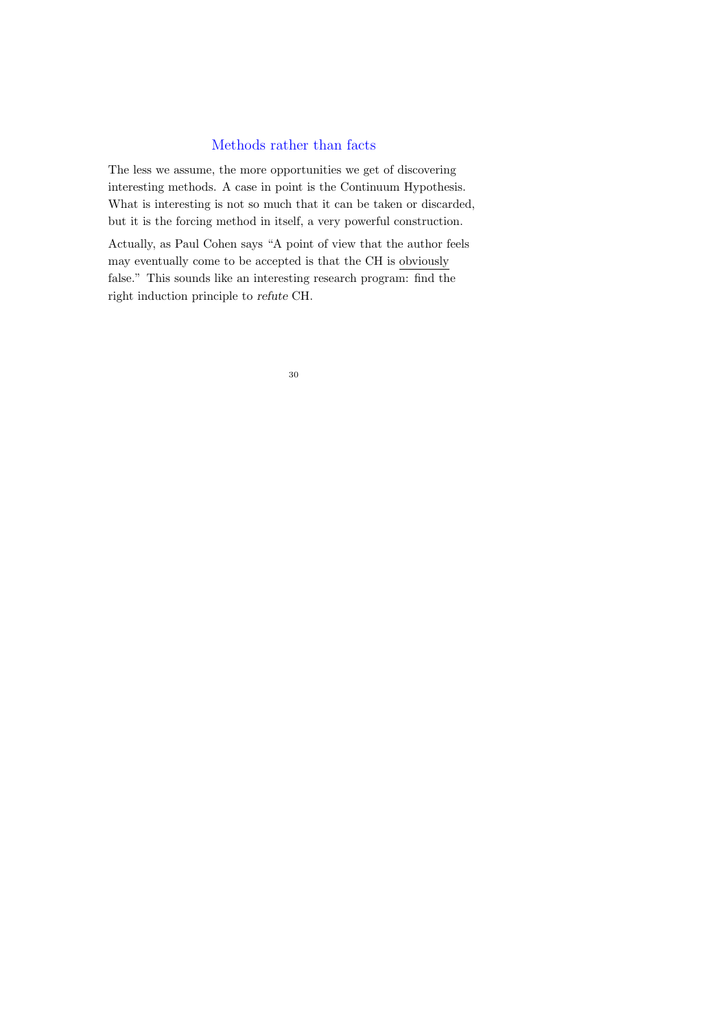## Methods rather than facts

The less we assume, the more opportunities we get of discovering interesting methods. A case in point is the Continuum Hypothesis. What is interesting is not so much that it can be taken or discarded, but it is the forcing method in itself, a very powerful construction.

Actually, as Paul Cohen says "A point of view that the author feels may eventually come to be accepted is that the CH is <u>obviously</u> false." This sounds like an interesting research program: find the right induction principle to *refute* CH.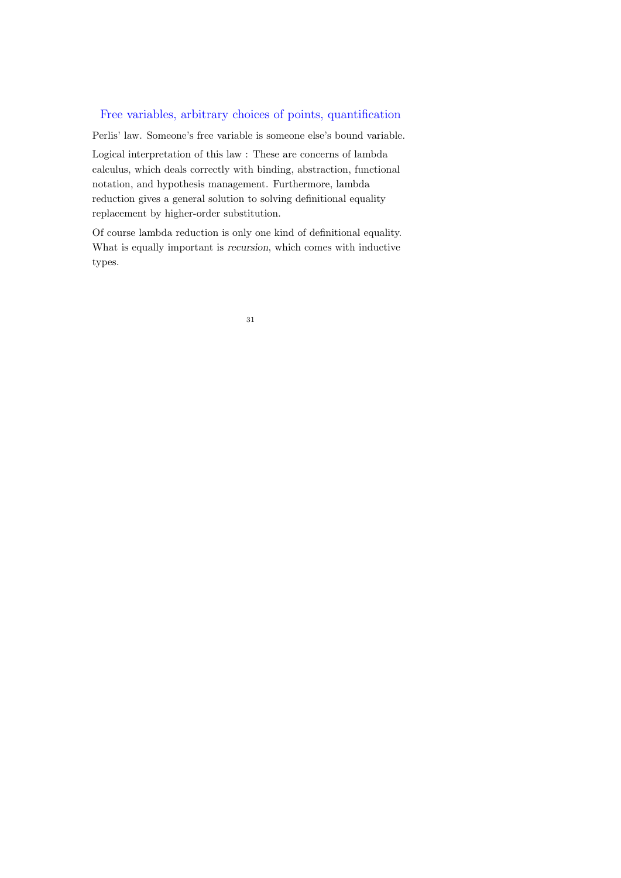## Free variables, arbitrary choices of points, quantification

Perlis' law. Someone's free variable is someone else's bound variable.

Logical interpretation of this law : These are concerns of lambda calculus, which deals correctly with binding, abstraction, functional notation, and hypothesis management. Furthermore, lambda reduction gives a general solution to solving definitional equality replacement by higher-order substitution.

Of course lambda reduction is only one kind of definitional equality. What is equally important is *recursion*, which comes with inductive types.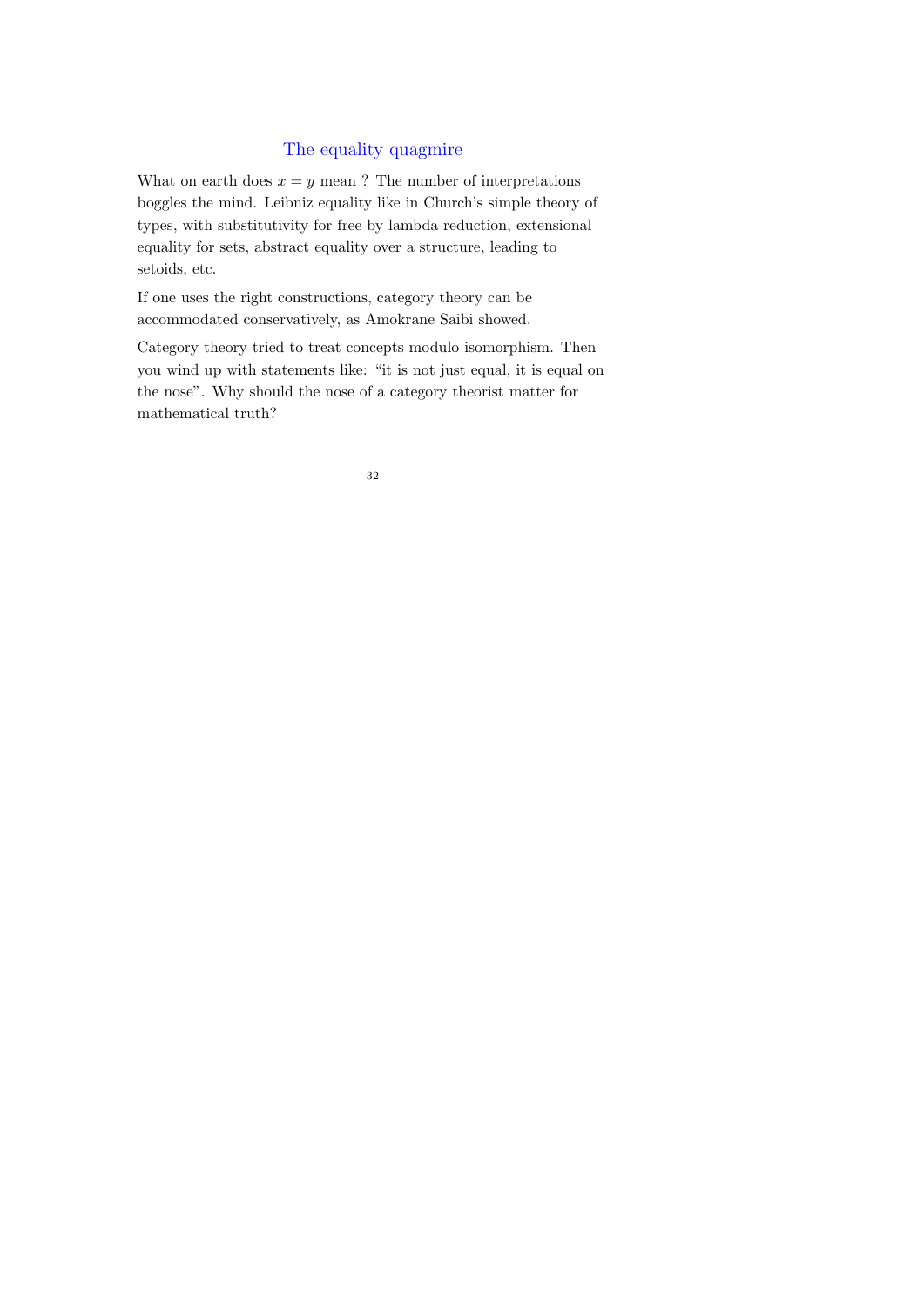# The equality quagmire

What on earth does $x = y$ mean ? The number of interpretations boggles the mind. Leibniz equality like in Church's simple theory of types, with substitutivity for free by lambda reduction, extensional equality for sets, abstract equality over a structure, leading to setoids, etc.

If one uses the right constructions, category theory can be accommodated conservatively, as Amokrane Saibi showed.

Category theory tried to treat concepts modulo isomorphism. Then you wind up with statements like: "it is not just equal, it is equal on the nose". Why should the nose of a category theorist matter for mathematical truth?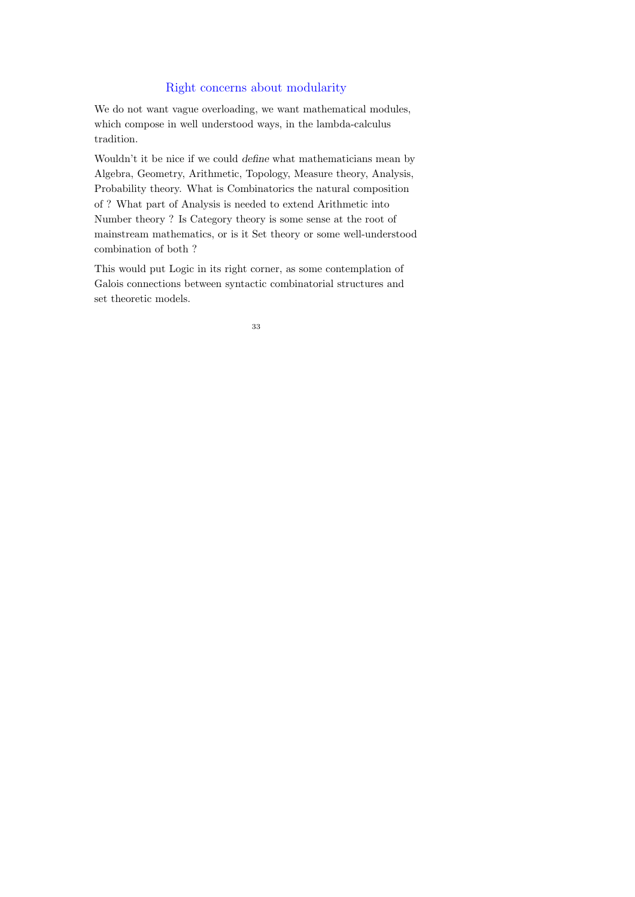## Right concerns about modularity

We do not want vague overloading, we want mathematical modules, which compose in well understood ways, in the lambda-calculus tradition.

Wouldn't it be nice if we could *define* what mathematicians mean by Algebra, Geometry, Arithmetic, Topology, Measure theory, Analysis, Probability theory. What is Combinatorics the natural composition of ? What part of Analysis is needed to extend Arithmetic into Number theory ? Is Category theory is some sense at the root of mainstream mathematics, or is it Set theory or some well-understood combination of both ?

This would put Logic in its right corner, as some contemplation of Galois connections between syntactic combinatorial structures and set theoretic models.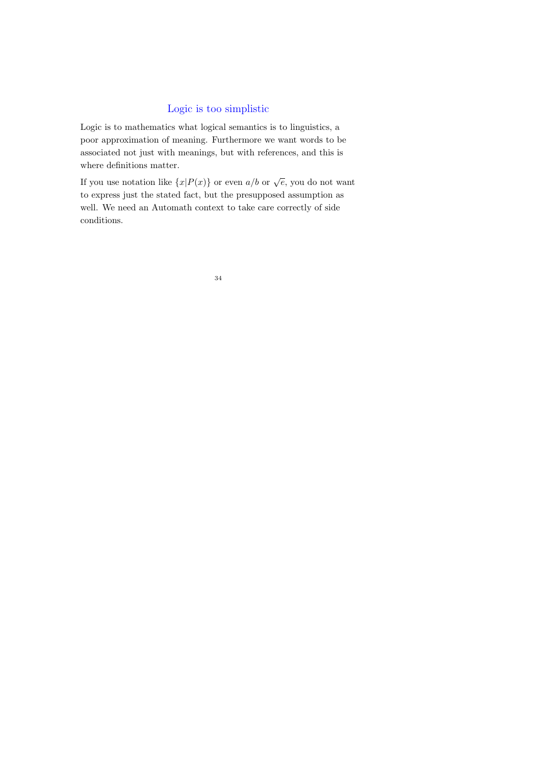## Logic is too simplistic

Logic is to mathematics what logical semantics is to linguistics, a poor approximation of meaning. Furthermore we want words to be associated not just with meanings, but with references, and this is where definitions matter.

If you use notation like $\{x|P(x)\}$ or even $a/b$ or $\sqrt{e}$, you do not want to express just the stated fact, but the presupposed assumption as well. We need an Automath context to take care correctly of side conditions.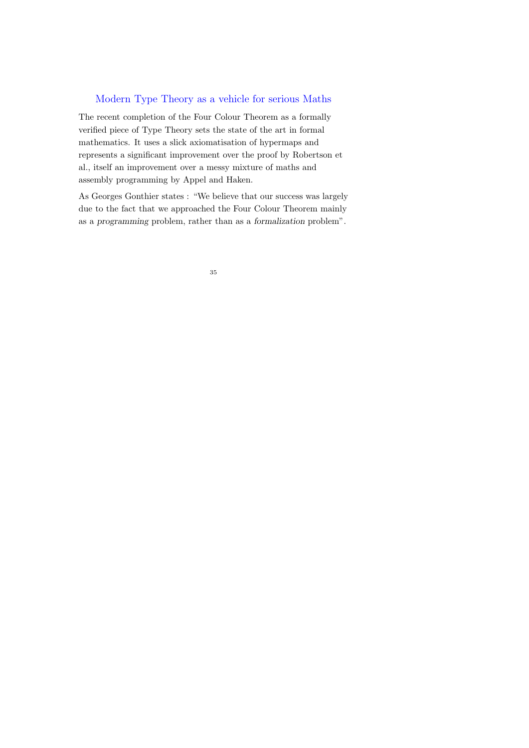## Modern Type Theory as a vehicle for serious Maths

The recent completion of the Four Colour Theorem as a formally verified piece of Type Theory sets the state of the art in formal mathematics. It uses a slick axiomatisation of hypermaps and represents a significant improvement over the proof by Robertson et al., itself an improvement over a messy mixture of maths and assembly programming by Appel and Haken.

As Georges Gonthier states : "We believe that our success was largely due to the fact that we approached the Four Colour Theorem mainly as a *programming* problem, rather than as a *formalization* problem".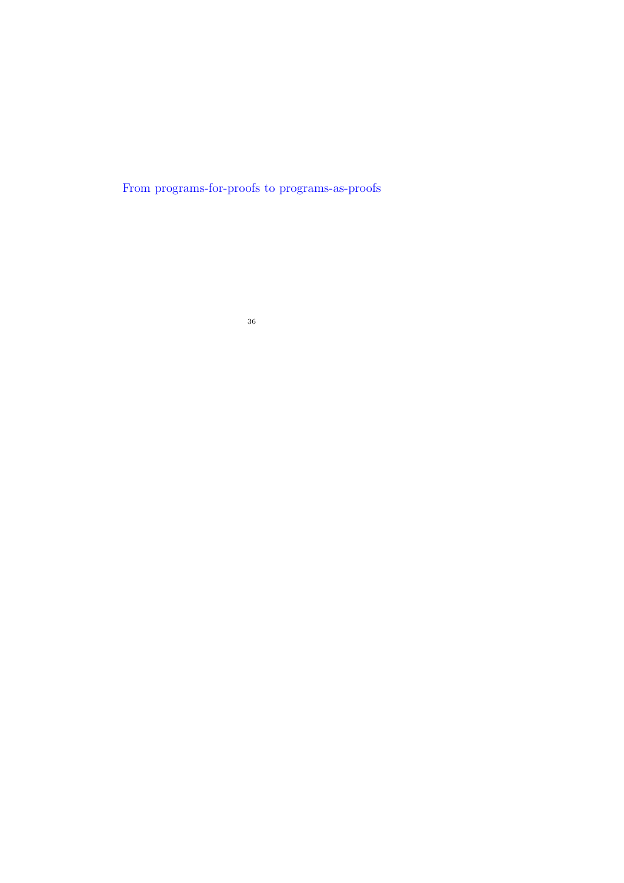From programs-for-proofs to programs-as-proofs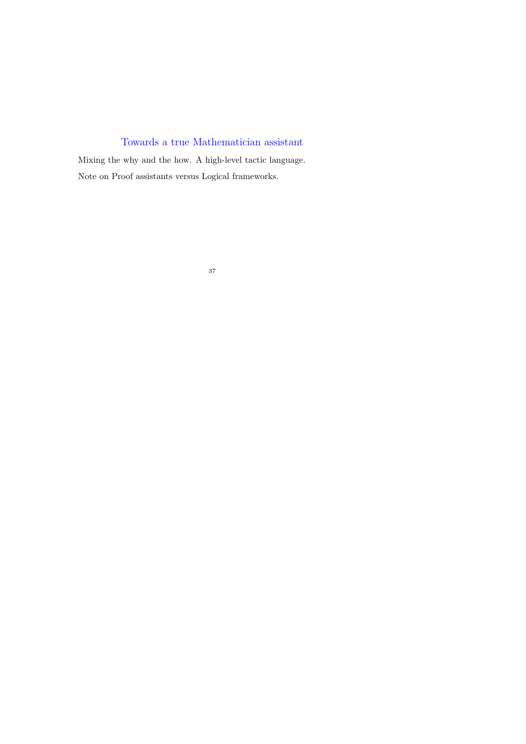## Towards a true Mathematician assistant

Mixing the why and the how. A high-level tactic language.

Note on Proof assistants versus Logical frameworks.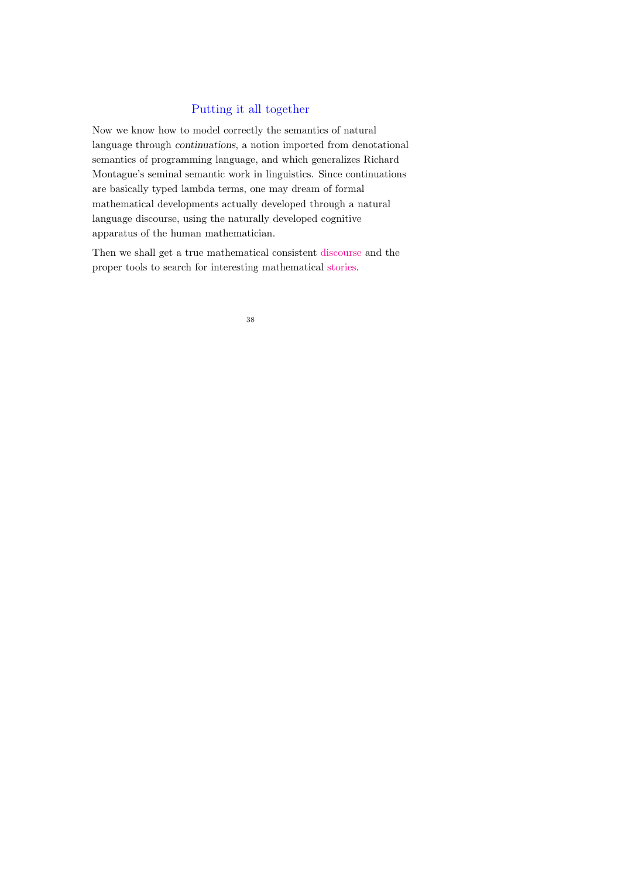## Putting it all together

Now we know how to model correctly the semantics of natural language through *continuations*, a notion imported from denotational semantics of programming language, and which generalizes Richard Montague's seminal semantic work in linguistics. Since continuations are basically typed lambda terms, one may dream of formal mathematical developments actually developed through a natural language discourse, using the naturally developed cognitive apparatus of the human mathematician.

Then we shall get a true mathematical consistent discourse and the proper tools to search for interesting mathematical stories.